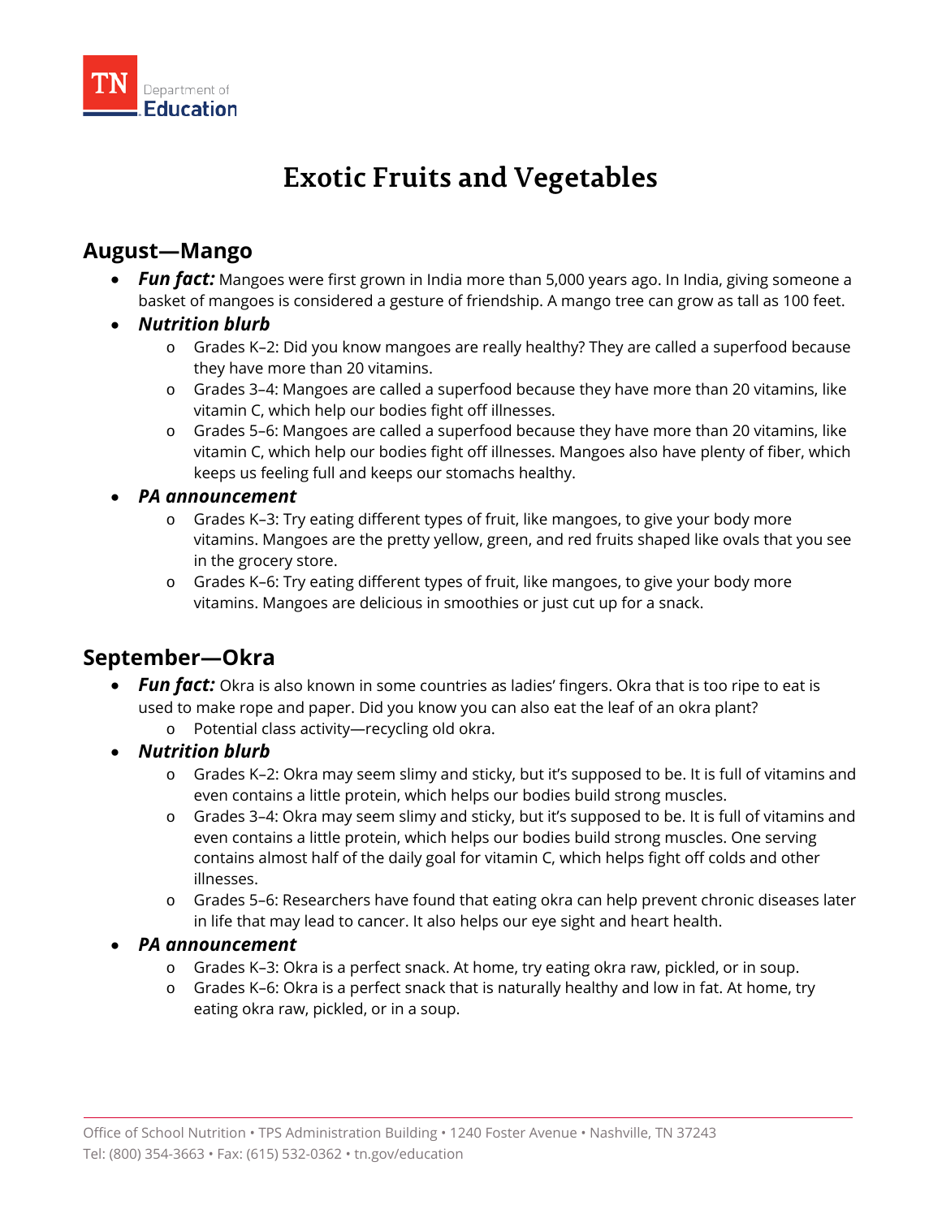TN Department of Education

# Exotic Fruits and Vegetables

## August—Mango

- ***Fun fact:*** Mangoes were first grown in India more than 5,000 years ago. In India, giving someone a basket of mangoes is considered a gesture of friendship. A mango tree can grow as tall as 100 feet.
- ***Nutrition blurb***
  - Grades K–2: Did you know mangoes are really healthy? They are called a superfood because they have more than 20 vitamins.
  - Grades 3–4: Mangoes are called a superfood because they have more than 20 vitamins, like vitamin C, which help our bodies fight off illnesses.
  - Grades 5–6: Mangoes are called a superfood because they have more than 20 vitamins, like vitamin C, which help our bodies fight off illnesses. Mangoes also have plenty of fiber, which keeps us feeling full and keeps our stomachs healthy.
- ***PA announcement***
  - Grades K–3: Try eating different types of fruit, like mangoes, to give your body more vitamins. Mangoes are the pretty yellow, green, and red fruits shaped like ovals that you see in the grocery store.
  - Grades K–6: Try eating different types of fruit, like mangoes, to give your body more vitamins. Mangoes are delicious in smoothies or just cut up for a snack.

## September—Okra

- ***Fun fact:*** Okra is also known in some countries as ladies' fingers. Okra that is too ripe to eat is used to make rope and paper. Did you know you can also eat the leaf of an okra plant?
  - Potential class activity—recycling old okra.
- ***Nutrition blurb***
  - Grades K–2: Okra may seem slimy and sticky, but it's supposed to be. It is full of vitamins and even contains a little protein, which helps our bodies build strong muscles.
  - Grades 3–4: Okra may seem slimy and sticky, but it's supposed to be. It is full of vitamins and even contains a little protein, which helps our bodies build strong muscles. One serving contains almost half of the daily goal for vitamin C, which helps fight off colds and other illnesses.
  - Grades 5–6: Researchers have found that eating okra can help prevent chronic diseases later in life that may lead to cancer. It also helps our eye sight and heart health.
- ***PA announcement***
  - Grades K–3: Okra is a perfect snack. At home, try eating okra raw, pickled, or in soup.
  - Grades K–6: Okra is a perfect snack that is naturally healthy and low in fat. At home, try eating okra raw, pickled, or in a soup.

Office of School Nutrition • TPS Administration Building • 1240 Foster Avenue • Nashville, TN 37243
Tel: (800) 354-3663 • Fax: (615) 532-0362 • tn.gov/education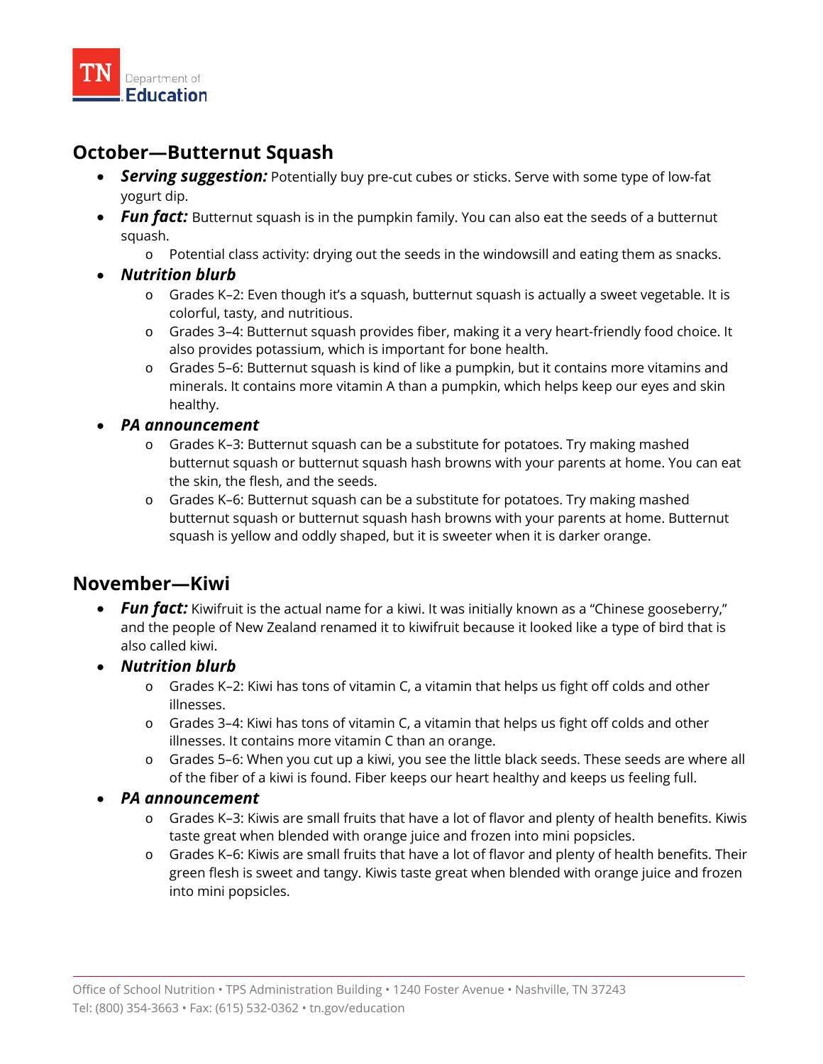## October—Butternut Squash

- ***Serving suggestion:*** Potentially buy pre-cut cubes or sticks. Serve with some type of low-fat yogurt dip.
- ***Fun fact:*** Butternut squash is in the pumpkin family. You can also eat the seeds of a butternut squash.
  - Potential class activity: drying out the seeds in the windowsill and eating them as snacks.
- ***Nutrition blurb***
  - Grades K–2: Even though it's a squash, butternut squash is actually a sweet vegetable. It is colorful, tasty, and nutritious.
  - Grades 3–4: Butternut squash provides fiber, making it a very heart-friendly food choice. It also provides potassium, which is important for bone health.
  - Grades 5–6: Butternut squash is kind of like a pumpkin, but it contains more vitamins and minerals. It contains more vitamin A than a pumpkin, which helps keep our eyes and skin healthy.
- ***PA announcement***
  - Grades K–3: Butternut squash can be a substitute for potatoes. Try making mashed butternut squash or butternut squash hash browns with your parents at home. You can eat the skin, the flesh, and the seeds.
  - Grades K–6: Butternut squash can be a substitute for potatoes. Try making mashed butternut squash or butternut squash hash browns with your parents at home. Butternut squash is yellow and oddly shaped, but it is sweeter when it is darker orange.

## November—Kiwi

- ***Fun fact:*** Kiwifruit is the actual name for a kiwi. It was initially known as a "Chinese gooseberry," and the people of New Zealand renamed it to kiwifruit because it looked like a type of bird that is also called kiwi.
- ***Nutrition blurb***
  - Grades K–2: Kiwi has tons of vitamin C, a vitamin that helps us fight off colds and other illnesses.
  - Grades 3–4: Kiwi has tons of vitamin C, a vitamin that helps us fight off colds and other illnesses. It contains more vitamin C than an orange.
  - Grades 5–6: When you cut up a kiwi, you see the little black seeds. These seeds are where all of the fiber of a kiwi is found. Fiber keeps our heart healthy and keeps us feeling full.
- ***PA announcement***
  - Grades K–3: Kiwis are small fruits that have a lot of flavor and plenty of health benefits. Kiwis taste great when blended with orange juice and frozen into mini popsicles.
  - Grades K–6: Kiwis are small fruits that have a lot of flavor and plenty of health benefits. Their green flesh is sweet and tangy. Kiwis taste great when blended with orange juice and frozen into mini popsicles.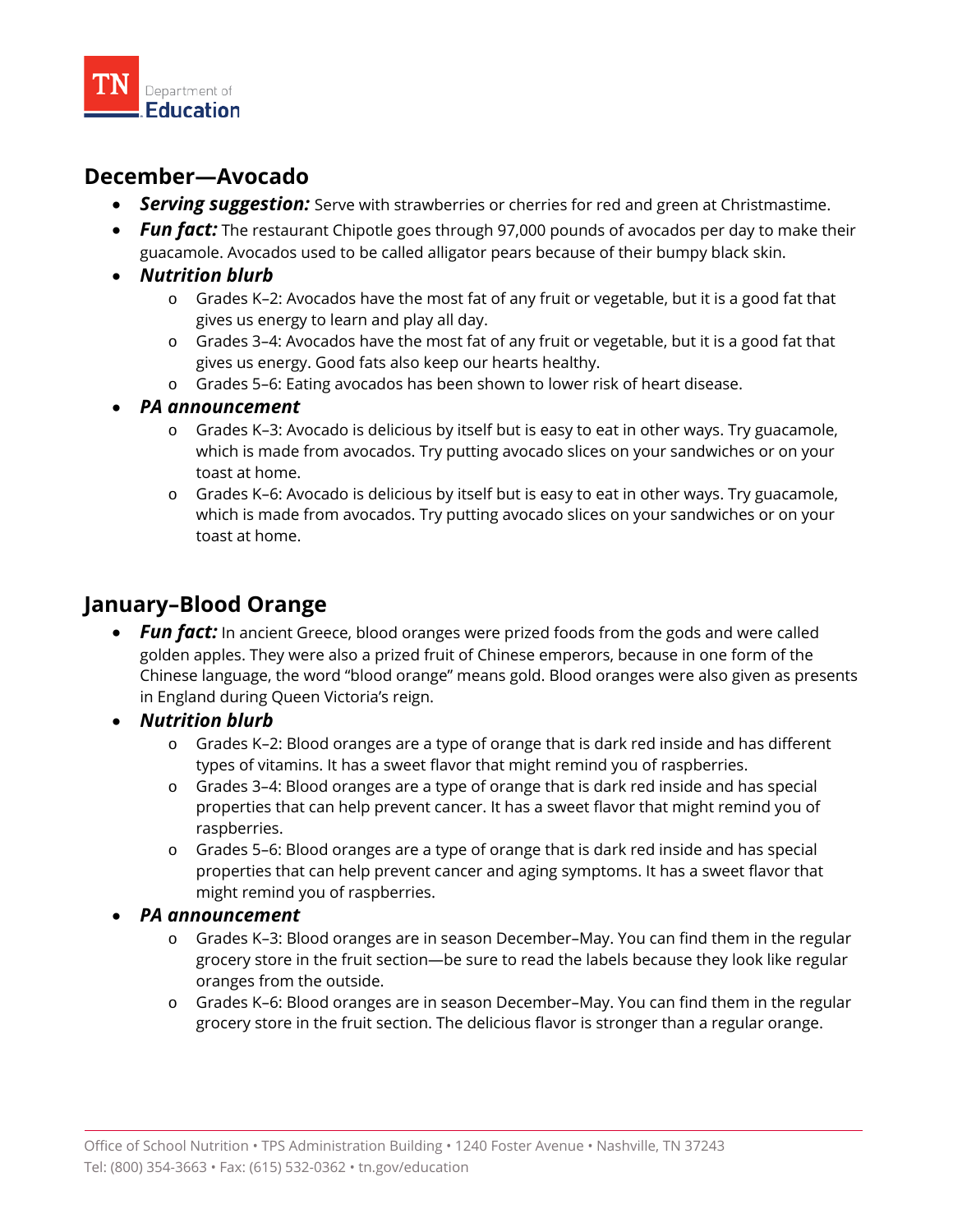## December—Avocado

- ***Serving suggestion:*** Serve with strawberries or cherries for red and green at Christmastime.
- ***Fun fact:*** The restaurant Chipotle goes through 97,000 pounds of avocados per day to make their guacamole. Avocados used to be called alligator pears because of their bumpy black skin.
- ***Nutrition blurb***
  - Grades K–2: Avocados have the most fat of any fruit or vegetable, but it is a good fat that gives us energy to learn and play all day.
  - Grades 3–4: Avocados have the most fat of any fruit or vegetable, but it is a good fat that gives us energy. Good fats also keep our hearts healthy.
  - Grades 5–6: Eating avocados has been shown to lower risk of heart disease.
- ***PA announcement***
  - Grades K–3: Avocado is delicious by itself but is easy to eat in other ways. Try guacamole, which is made from avocados. Try putting avocado slices on your sandwiches or on your toast at home.
  - Grades K–6: Avocado is delicious by itself but is easy to eat in other ways. Try guacamole, which is made from avocados. Try putting avocado slices on your sandwiches or on your toast at home.

## January–Blood Orange

- ***Fun fact:*** In ancient Greece, blood oranges were prized foods from the gods and were called golden apples. They were also a prized fruit of Chinese emperors, because in one form of the Chinese language, the word "blood orange" means gold. Blood oranges were also given as presents in England during Queen Victoria's reign.
- ***Nutrition blurb***
  - Grades K–2: Blood oranges are a type of orange that is dark red inside and has different types of vitamins. It has a sweet flavor that might remind you of raspberries.
  - Grades 3–4: Blood oranges are a type of orange that is dark red inside and has special properties that can help prevent cancer. It has a sweet flavor that might remind you of raspberries.
  - Grades 5–6: Blood oranges are a type of orange that is dark red inside and has special properties that can help prevent cancer and aging symptoms. It has a sweet flavor that might remind you of raspberries.
- ***PA announcement***
  - Grades K–3: Blood oranges are in season December–May. You can find them in the regular grocery store in the fruit section—be sure to read the labels because they look like regular oranges from the outside.
  - Grades K–6: Blood oranges are in season December–May. You can find them in the regular grocery store in the fruit section. The delicious flavor is stronger than a regular orange.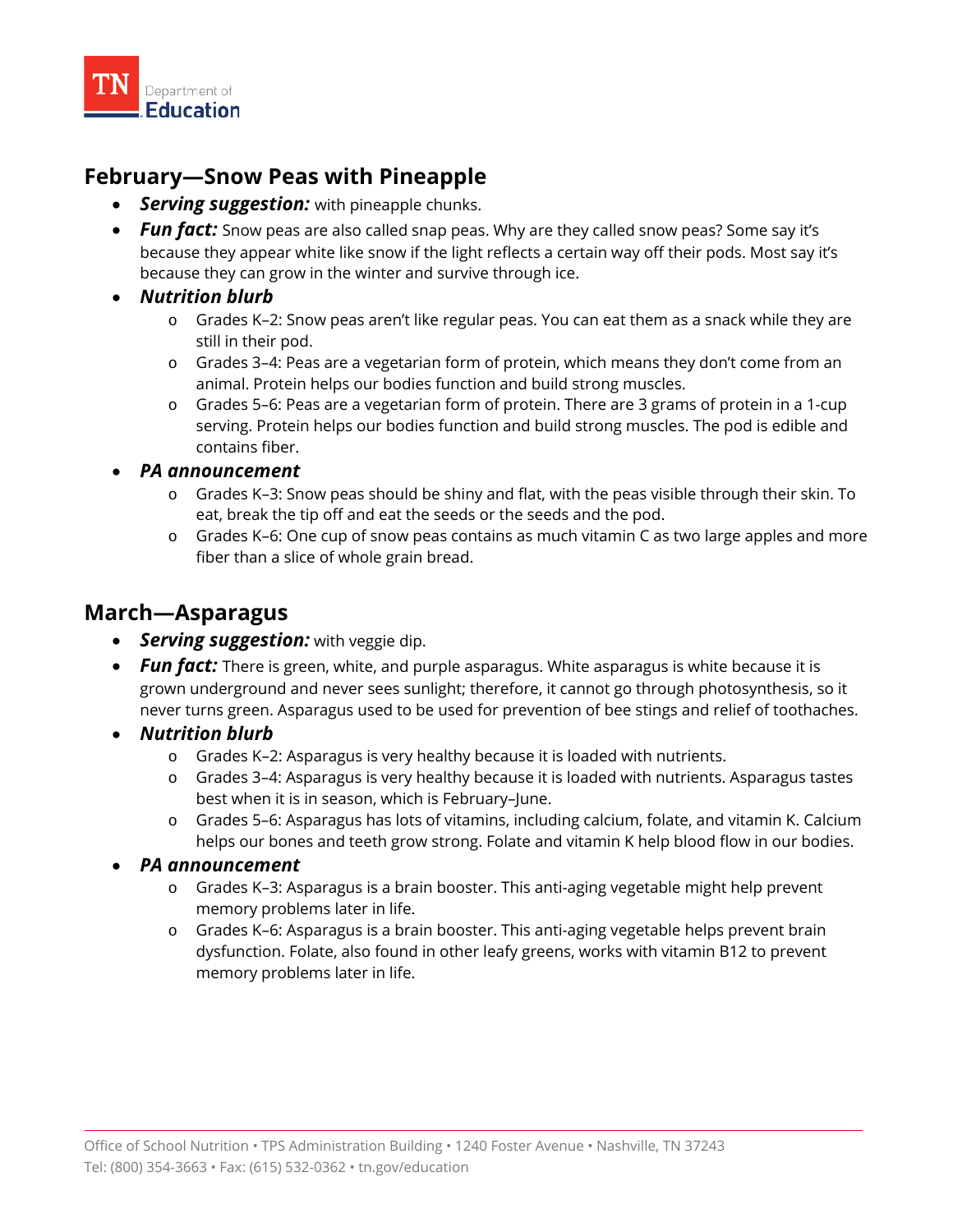## February—Snow Peas with Pineapple

- ***Serving suggestion:*** with pineapple chunks.
- ***Fun fact:*** Snow peas are also called snap peas. Why are they called snow peas? Some say it's because they appear white like snow if the light reflects a certain way off their pods. Most say it's because they can grow in the winter and survive through ice.
- ***Nutrition blurb***
  - Grades K–2: Snow peas aren't like regular peas. You can eat them as a snack while they are still in their pod.
  - Grades 3–4: Peas are a vegetarian form of protein, which means they don't come from an animal. Protein helps our bodies function and build strong muscles.
  - Grades 5–6: Peas are a vegetarian form of protein. There are 3 grams of protein in a 1-cup serving. Protein helps our bodies function and build strong muscles. The pod is edible and contains fiber.
- ***PA announcement***
  - Grades K–3: Snow peas should be shiny and flat, with the peas visible through their skin. To eat, break the tip off and eat the seeds or the seeds and the pod.
  - Grades K–6: One cup of snow peas contains as much vitamin C as two large apples and more fiber than a slice of whole grain bread.

## March—Asparagus

- ***Serving suggestion:*** with veggie dip.
- ***Fun fact:*** There is green, white, and purple asparagus. White asparagus is white because it is grown underground and never sees sunlight; therefore, it cannot go through photosynthesis, so it never turns green. Asparagus used to be used for prevention of bee stings and relief of toothaches.
- ***Nutrition blurb***
  - Grades K–2: Asparagus is very healthy because it is loaded with nutrients.
  - Grades 3–4: Asparagus is very healthy because it is loaded with nutrients. Asparagus tastes best when it is in season, which is February–June.
  - Grades 5–6: Asparagus has lots of vitamins, including calcium, folate, and vitamin K. Calcium helps our bones and teeth grow strong. Folate and vitamin K help blood flow in our bodies.
- ***PA announcement***
  - Grades K–3: Asparagus is a brain booster. This anti-aging vegetable might help prevent memory problems later in life.
  - Grades K–6: Asparagus is a brain booster. This anti-aging vegetable helps prevent brain dysfunction. Folate, also found in other leafy greens, works with vitamin B12 to prevent memory problems later in life.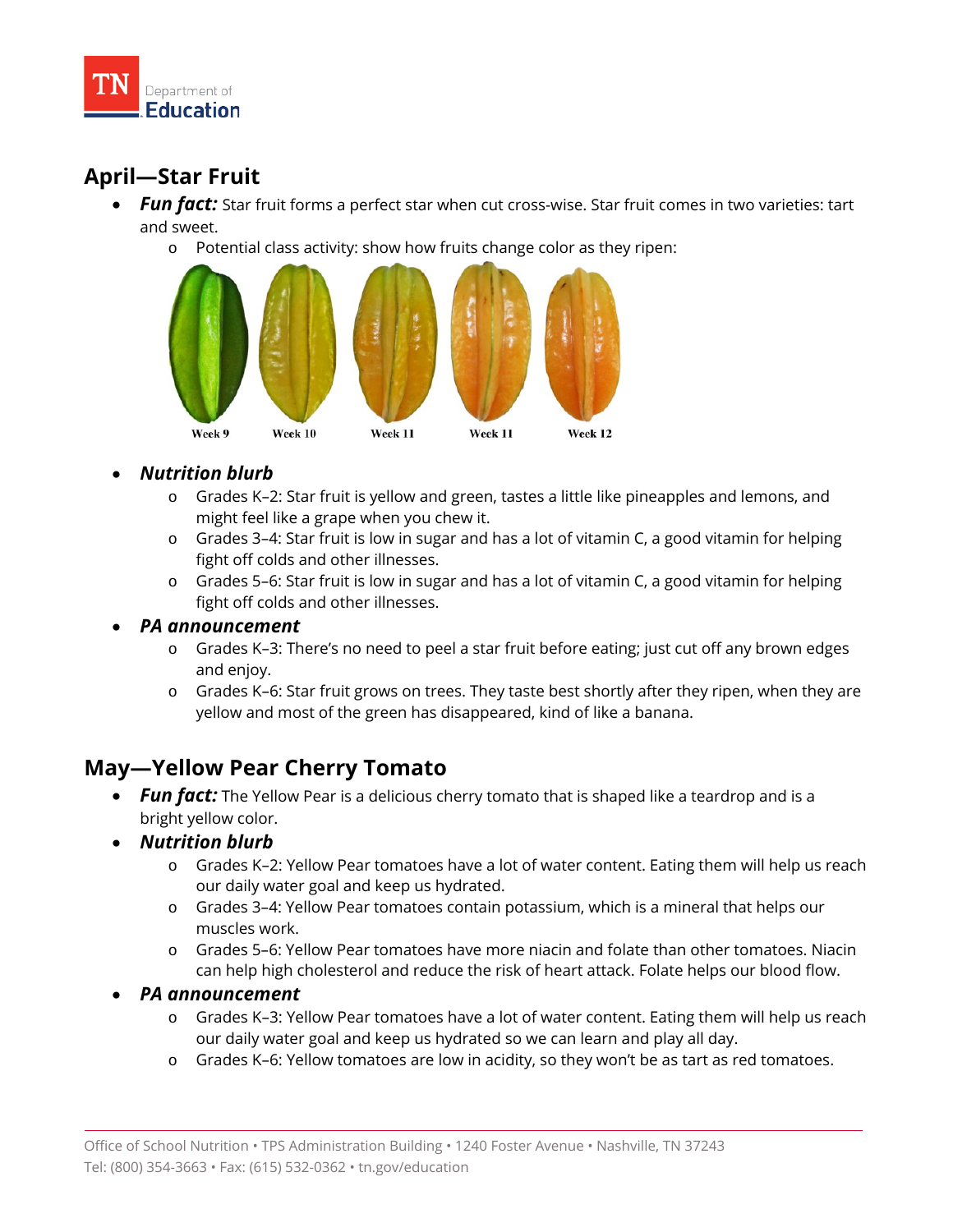## April—Star Fruit

- ***Fun fact:*** Star fruit forms a perfect star when cut cross-wise. Star fruit comes in two varieties: tart and sweet.
  - Potential class activity: show how fruits change color as they ripen:

Week 9 Week 10 Week 11 Week 11 Week 12

- ***Nutrition blurb***
  - Grades K–2: Star fruit is yellow and green, tastes a little like pineapples and lemons, and might feel like a grape when you chew it.
  - Grades 3–4: Star fruit is low in sugar and has a lot of vitamin C, a good vitamin for helping fight off colds and other illnesses.
  - Grades 5–6: Star fruit is low in sugar and has a lot of vitamin C, a good vitamin for helping fight off colds and other illnesses.
- ***PA announcement***
  - Grades K–3: There's no need to peel a star fruit before eating; just cut off any brown edges and enjoy.
  - Grades K–6: Star fruit grows on trees. They taste best shortly after they ripen, when they are yellow and most of the green has disappeared, kind of like a banana.

## May—Yellow Pear Cherry Tomato

- ***Fun fact:*** The Yellow Pear is a delicious cherry tomato that is shaped like a teardrop and is a bright yellow color.
- ***Nutrition blurb***
  - Grades K–2: Yellow Pear tomatoes have a lot of water content. Eating them will help us reach our daily water goal and keep us hydrated.
  - Grades 3–4: Yellow Pear tomatoes contain potassium, which is a mineral that helps our muscles work.
  - Grades 5–6: Yellow Pear tomatoes have more niacin and folate than other tomatoes. Niacin can help high cholesterol and reduce the risk of heart attack. Folate helps our blood flow.
- ***PA announcement***
  - Grades K–3: Yellow Pear tomatoes have a lot of water content. Eating them will help us reach our daily water goal and keep us hydrated so we can learn and play all day.
  - Grades K–6: Yellow tomatoes are low in acidity, so they won't be as tart as red tomatoes.